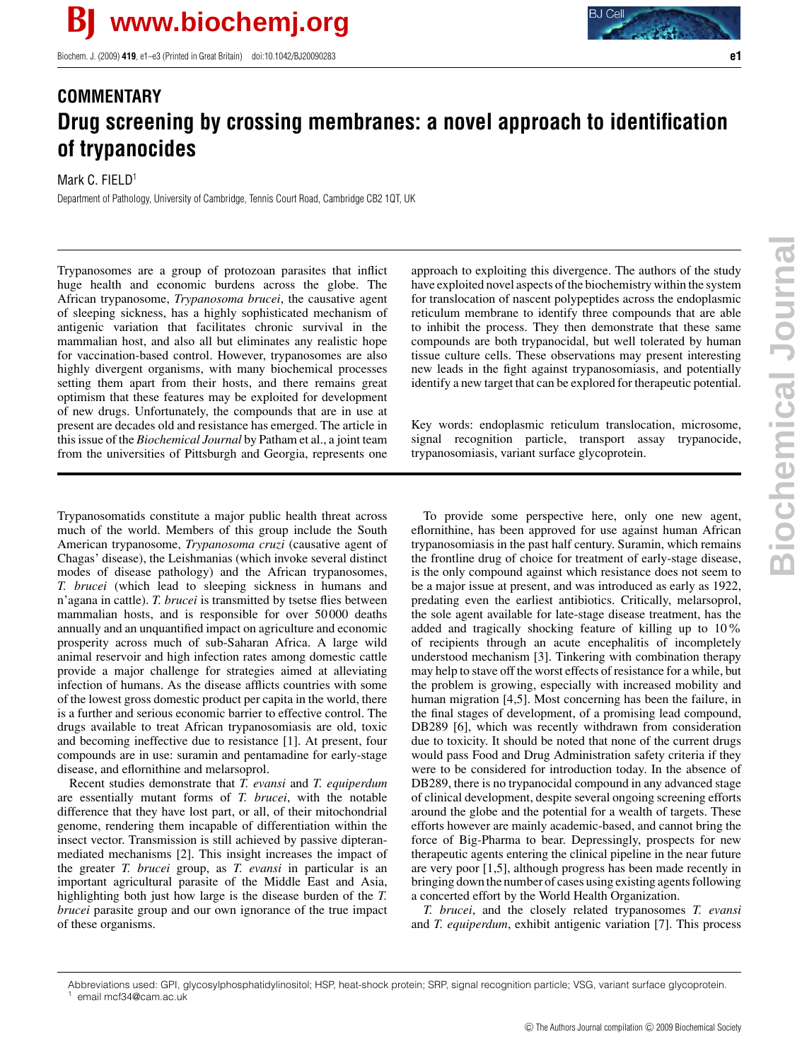COMMENTARY

# Drug screening by crossing membranes: a novel approach to identification of trypanocides

Mark C. FIELD[1]

Department of Pathology, University of Cambridge, Tennis Court Road, Cambridge CB2 1QT, UK

Trypanosomes are a group of protozoan parasites that inflict huge health and economic burdens across the globe. The African trypanosome, *Trypanosoma brucei*, the causative agent of sleeping sickness, has a highly sophisticated mechanism of antigenic variation that facilitates chronic survival in the mammalian host, and also all but eliminates any realistic hope for vaccination-based control. However, trypanosomes are also highly divergent organisms, with many biochemical processes setting them apart from their hosts, and there remains great optimism that these features may be exploited for development of new drugs. Unfortunately, the compounds that are in use at present are decades old and resistance has emerged. The article in this issue of the *Biochemical Journal* by Patham et al., a joint team from the universities of Pittsburgh and Georgia, represents one approach to exploiting this divergence. The authors of the study have exploited novel aspects of the biochemistry within the system for translocation of nascent polypeptides across the endoplasmic reticulum membrane to identify three compounds that are able to inhibit the process. They then demonstrate that these same compounds are both trypanocidal, but well tolerated by human tissue culture cells. These observations may present interesting new leads in the fight against trypanosomiasis, and potentially identify a new target that can be explored for therapeutic potential.

Key words: endoplasmic reticulum translocation, microsome, signal recognition particle, transport assay trypanocide, trypanosomiasis, variant surface glycoprotein.

Trypanosomatids constitute a major public health threat across much of the world. Members of this group include the South American trypanosome, *Trypanosoma cruzi* (causative agent of Chagas' disease), the Leishmanias (which invoke several distinct modes of disease pathology) and the African trypanosomes, *T. brucei* (which lead to sleeping sickness in humans and n'agana in cattle). *T. brucei* is transmitted by tsetse flies between mammalian hosts, and is responsible for over 50000 deaths annually and an unquantified impact on agriculture and economic prosperity across much of sub-Saharan Africa. A large wild animal reservoir and high infection rates among domestic cattle provide a major challenge for strategies aimed at alleviating infection of humans. As the disease afflicts countries with some of the lowest gross domestic product per capita in the world, there is a further and serious economic barrier to effective control. The drugs available to treat African trypanosomiasis are old, toxic and becoming ineffective due to resistance [1]. At present, four compounds are in use: suramin and pentamadine for early-stage disease, and eflornithine and melarsoprol.

Recent studies demonstrate that *T. evansi* and *T. equiperdum* are essentially mutant forms of *T. brucei*, with the notable difference that they have lost part, or all, of their mitochondrial genome, rendering them incapable of differentiation within the insect vector. Transmission is still achieved by passive dipteran-mediated mechanisms [2]. This insight increases the impact of the greater *T. brucei* group, as *T. evansi* in particular is an important agricultural parasite of the Middle East and Asia, highlighting both just how large is the disease burden of the *T. brucei* parasite group and our own ignorance of the true impact of these organisms.

To provide some perspective here, only one new agent, eflornithine, has been approved for use against human African trypanosomiasis in the past half century. Suramin, which remains the frontline drug of choice for treatment of early-stage disease, is the only compound against which resistance does not seem to be a major issue at present, and was introduced as early as 1922, predating even the earliest antibiotics. Critically, melarsoprol, the sole agent available for late-stage disease treatment, has the added and tragically shocking feature of killing up to 10% of recipients through an acute encephalitis of incompletely understood mechanism [3]. Tinkering with combination therapy may help to stave off the worst effects of resistance for a while, but the problem is growing, especially with increased mobility and human migration [4,5]. Most concerning has been the failure, in the final stages of development, of a promising lead compound, DB289 [6], which was recently withdrawn from consideration due to toxicity. It should be noted that none of the current drugs would pass Food and Drug Administration safety criteria if they were to be considered for introduction today. In the absence of DB289, there is no trypanocidal compound in any advanced stage of clinical development, despite several ongoing screening efforts around the globe and the potential for a wealth of targets. These efforts however are mainly academic-based, and cannot bring the force of Big-Pharma to bear. Depressingly, prospects for new therapeutic agents entering the clinical pipeline in the near future are very poor [1,5], although progress has been made recently in bringing down the number of cases using existing agents following a concerted effort by the World Health Organization.

*T. brucei*, and the closely related trypanosomes *T. evansi* and *T. equiperdum*, exhibit antigenic variation [7]. This process

Abbreviations used: GPI, glycosylphosphatidylinositol; HSP, heat-shock protein; SRP, signal recognition particle; VSG, variant surface glycoprotein.

[1] email mcf34@cam.ac.uk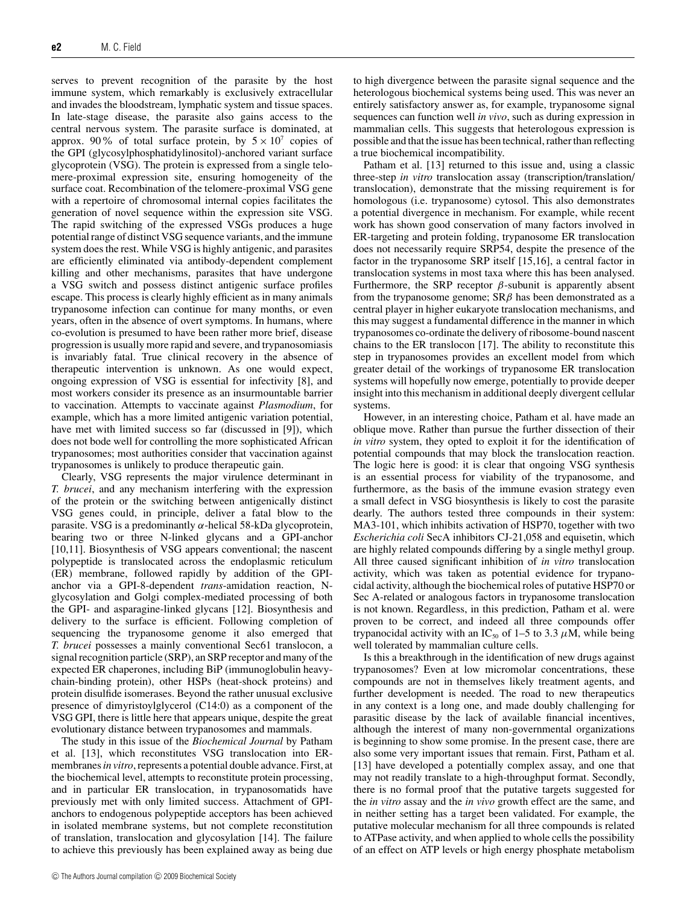serves to prevent recognition of the parasite by the host immune system, which remarkably is exclusively extracellular and invades the bloodstream, lymphatic system and tissue spaces. In late-stage disease, the parasite also gains access to the central nervous system. The parasite surface is dominated, at approx. 90 % of total surface protein, by $5 \times 10^7$ copies of the GPI (glycosylphosphatidylinositol)-anchored variant surface glycoprotein (VSG). The protein is expressed from a single telomere-proximal expression site, ensuring homogeneity of the surface coat. Recombination of the telomere-proximal VSG gene with a repertoire of chromosomal internal copies facilitates the generation of novel sequence within the expression site VSG. The rapid switching of the expressed VSGs produces a huge potential range of distinct VSG sequence variants, and the immune system does the rest. While VSG is highly antigenic, and parasites are efficiently eliminated via antibody-dependent complement killing and other mechanisms, parasites that have undergone a VSG switch and possess distinct antigenic surface profiles escape. This process is clearly highly efficient as in many animals trypanosome infection can continue for many months, or even years, often in the absence of overt symptoms. In humans, where co-evolution is presumed to have been rather more brief, disease progression is usually more rapid and severe, and trypanosomiasis is invariably fatal. True clinical recovery in the absence of therapeutic intervention is unknown. As one would expect, ongoing expression of VSG is essential for infectivity [8], and most workers consider its presence as an insurmountable barrier to vaccination. Attempts to vaccinate against *Plasmodium*, for example, which has a more limited antigenic variation potential, have met with limited success so far (discussed in [9]), which does not bode well for controlling the more sophisticated African trypanosomes; most authorities consider that vaccination against trypanosomes is unlikely to produce therapeutic gain.

Clearly, VSG represents the major virulence determinant in *T. brucei*, and any mechanism interfering with the expression of the protein or the switching between antigenically distinct VSG genes could, in principle, deliver a fatal blow to the parasite. VSG is a predominantly $\alpha$-helical 58-kDa glycoprotein, bearing two or three N-linked glycans and a GPI-anchor [10,11]. Biosynthesis of VSG appears conventional; the nascent polypeptide is translocated across the endoplasmic reticulum (ER) membrane, followed rapidly by addition of the GPI-anchor via a GPI-8-dependent *trans*-amidation reaction, N-glycosylation and Golgi complex-mediated processing of both the GPI- and asparagine-linked glycans [12]. Biosynthesis and delivery to the surface is efficient. Following completion of sequencing the trypanosome genome it also emerged that *T. brucei* possesses a mainly conventional Sec61 translocon, a signal recognition particle (SRP), an SRP receptor and many of the expected ER chaperones, including BiP (immunoglobulin heavy-chain-binding protein), other HSPs (heat-shock proteins) and protein disulfide isomerases. Beyond the rather unusual exclusive presence of dimyristoylglycerol (C14:0) as a component of the VSG GPI, there is little here that appears unique, despite the great evolutionary distance between trypanosomes and mammals.

The study in this issue of the *Biochemical Journal* by Patham et al. [13], which reconstitutes VSG translocation into ER-membranes *in vitro*, represents a potential double advance. First, at the biochemical level, attempts to reconstitute protein processing, and in particular ER translocation, in trypanosomatids have previously met with only limited success. Attachment of GPI-anchors to endogenous polypeptide acceptors has been achieved in isolated membrane systems, but not complete reconstitution of translation, translocation and glycosylation [14]. The failure to achieve this previously has been explained away as being due to high divergence between the parasite signal sequence and the heterologous biochemical systems being used. This was never an entirely satisfactory answer as, for example, trypanosome signal sequences can function well *in vivo*, such as during expression in mammalian cells. This suggests that heterologous expression is possible and that the issue has been technical, rather than reflecting a true biochemical incompatibility.

Patham et al. [13] returned to this issue and, using a classic three-step *in vitro* translocation assay (transcription/translation/translocation), demonstrate that the missing requirement is for homologous (i.e. trypanosome) cytosol. This also demonstrates a potential divergence in mechanism. For example, while recent work has shown good conservation of many factors involved in ER-targeting and protein folding, trypanosome ER translocation does not necessarily require SRP54, despite the presence of the factor in the trypanosome SRP itself [15,16], a central factor in translocation systems in most taxa where this has been analysed. Furthermore, the SRP receptor $\beta$-subunit is apparently absent from the trypanosome genome; SR$\beta$ has been demonstrated as a central player in higher eukaryote translocation mechanisms, and this may suggest a fundamental difference in the manner in which trypanosomes co-ordinate the delivery of ribosome-bound nascent chains to the ER translocon [17]. The ability to reconstitute this step in trypanosomes provides an excellent model from which greater detail of the workings of trypanosome ER translocation systems will hopefully now emerge, potentially to provide deeper insight into this mechanism in additional deeply divergent cellular systems.

However, in an interesting choice, Patham et al. have made an oblique move. Rather than pursue the further dissection of their *in vitro* system, they opted to exploit it for the identification of potential compounds that may block the translocation reaction. The logic here is good: it is clear that ongoing VSG synthesis is an essential process for viability of the trypanosome, and furthermore, as the basis of the immune evasion strategy even a small defect in VSG biosynthesis is likely to cost the parasite dearly. The authors tested three compounds in their system: MA3-101, which inhibits activation of HSP70, together with two *Escherichia coli* SecA inhibitors CJ-21,058 and equisetin, which are highly related compounds differing by a single methyl group. All three caused significant inhibition of *in vitro* translocation activity, which was taken as potential evidence for trypanocidal activity, although the biochemical roles of putative HSP70 or Sec A-related or analogous factors in trypanosome translocation is not known. Regardless, in this prediction, Patham et al. were proven to be correct, and indeed all three compounds offer trypanocidal activity with an $IC_{50}$ of 1–5 to 3.3 $\mu$M, while being well tolerated by mammalian culture cells.

Is this a breakthrough in the identification of new drugs against trypanosomes? Even at low micromolar concentrations, these compounds are not in themselves likely treatment agents, and further development is needed. The road to new therapeutics in any context is a long one, and made doubly challenging for parasitic disease by the lack of available financial incentives, although the interest of many non-governmental organizations is beginning to show some promise. In the present case, there are also some very important issues that remain. First, Patham et al. [13] have developed a potentially complex assay, and one that may not readily translate to a high-throughput format. Secondly, there is no formal proof that the putative targets suggested for the *in vitro* assay and the *in vivo* growth effect are the same, and in neither setting has a target been validated. For example, the putative molecular mechanism for all three compounds is related to ATPase activity, and when applied to whole cells the possibility of an effect on ATP levels or high energy phosphate metabolism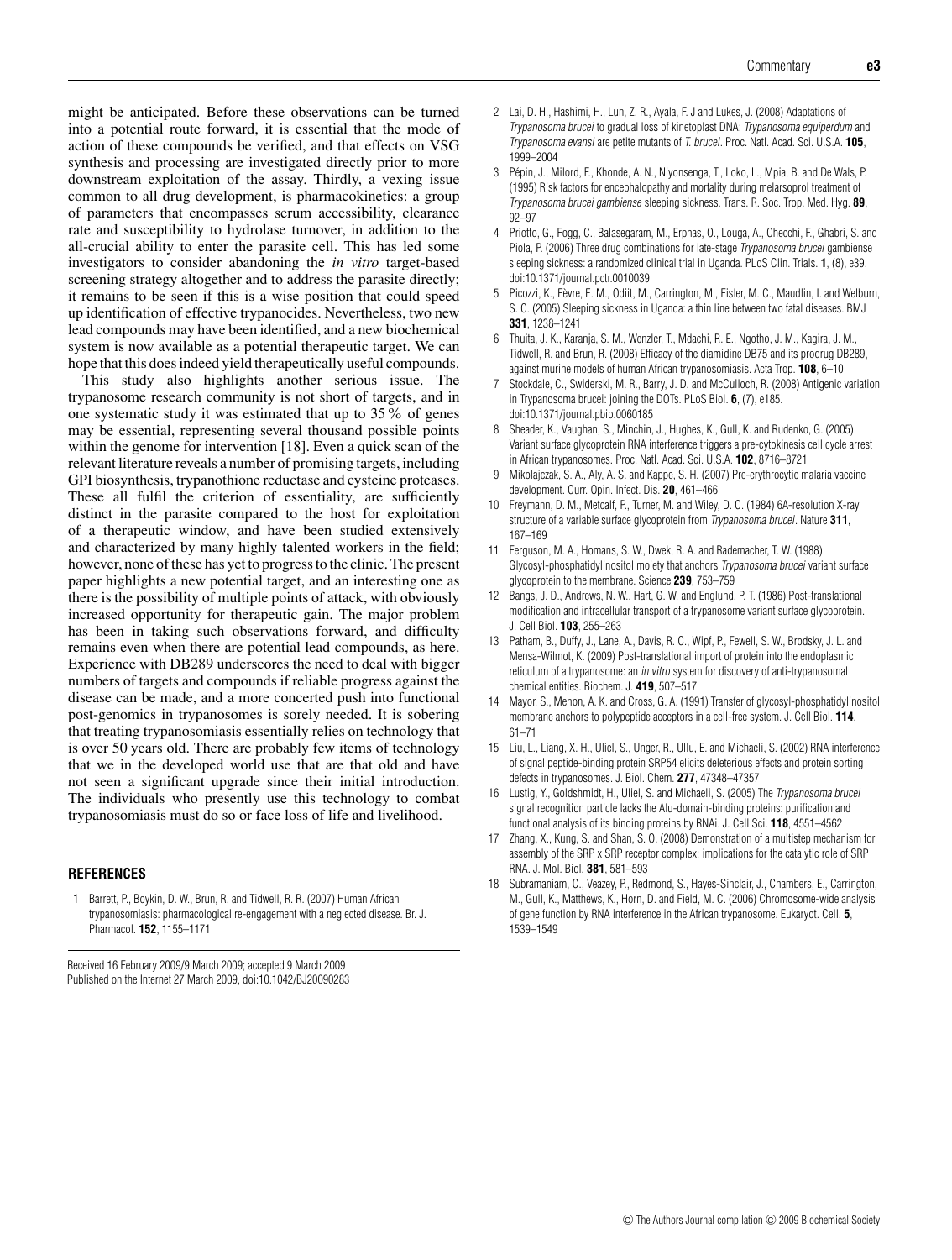might be anticipated. Before these observations can be turned into a potential route forward, it is essential that the mode of action of these compounds be verified, and that effects on VSG synthesis and processing are investigated directly prior to more downstream exploitation of the assay. Thirdly, a vexing issue common to all drug development, is pharmacokinetics: a group of parameters that encompasses serum accessibility, clearance rate and susceptibility to hydrolase turnover, in addition to the all-crucial ability to enter the parasite cell. This has led some investigators to consider abandoning the *in vitro* target-based screening strategy altogether and to address the parasite directly; it remains to be seen if this is a wise position that could speed up identification of effective trypanocides. Nevertheless, two new lead compounds may have been identified, and a new biochemical system is now available as a potential therapeutic target. We can hope that this does indeed yield therapeutically useful compounds.

This study also highlights another serious issue. The trypanosome research community is not short of targets, and in one systematic study it was estimated that up to 35 % of genes may be essential, representing several thousand possible points within the genome for intervention [18]. Even a quick scan of the relevant literature reveals a number of promising targets, including GPI biosynthesis, trypanothione reductase and cysteine proteases. These all fulfil the criterion of essentiality, are sufficiently distinct in the parasite compared to the host for exploitation of a therapeutic window, and have been studied extensively and characterized by many highly talented workers in the field; however, none of these has yet to progress to the clinic. The present paper highlights a new potential target, and an interesting one as there is the possibility of multiple points of attack, with obviously increased opportunity for therapeutic gain. The major problem has been in taking such observations forward, and difficulty remains even when there are potential lead compounds, as here. Experience with DB289 underscores the need to deal with bigger numbers of targets and compounds if reliable progress against the disease can be made, and a more concerted push into functional post-genomics in trypanosomes is sorely needed. It is sobering that treating trypanosomiasis essentially relies on technology that is over 50 years old. There are probably few items of technology that we in the developed world use that are that old and have not seen a significant upgrade since their initial introduction. The individuals who presently use this technology to combat trypanosomiasis must do so or face loss of life and livelihood.

## REFERENCES

1. Barrett, P., Boykin, D. W., Brun, R. and Tidwell, R. R. (2007) Human African trypanosomiasis: pharmacological re-engagement with a neglected disease. Br. J. Pharmacol. **152**, 1155–1171
2. Lai, D. H., Hashimi, H., Lun, Z. R., Ayala, F. J and Lukes, J. (2008) Adaptations of *Trypanosoma brucei* to gradual loss of kinetoplast DNA: *Trypanosoma equiperdum* and *Trypanosoma evansi* are petite mutants of *T. brucei*. Proc. Natl. Acad. Sci. U.S.A. **105**, 1999–2004
3. Pépin, J., Milord, F., Khonde, A. N., Niyonsenga, T., Loko, L., Mpia, B. and De Wals, P. (1995) Risk factors for encephalopathy and mortality during melarsoprol treatment of *Trypanosoma brucei gambiense* sleeping sickness. Trans. R. Soc. Trop. Med. Hyg. **89**, 92–97
4. Priotto, G., Fogg, C., Balasegaram, M., Erphas, O., Louga, A., Checchi, F., Ghabri, S. and Piola, P. (2006) Three drug combinations for late-stage *Trypanosoma brucei* gambiense sleeping sickness: a randomized clinical trial in Uganda. PLoS Clin. Trials. **1**, (8), e39. doi:10.1371/journal.pctr.0010039
5. Picozzi, K., Fèvre, E. M., Odiit, M., Carrington, M., Eisler, M. C., Maudlin, I. and Welburn, S. C. (2005) Sleeping sickness in Uganda: a thin line between two fatal diseases. BMJ **331**, 1238–1241
6. Thuita, J. K., Karanja, S. M., Wenzler, T., Mdachi, R. E., Ngotho, J. M., Kagira, J. M., Tidwell, R. and Brun, R. (2008) Efficacy of the diamidine DB75 and its prodrug DB289, against murine models of human African trypanosomiasis. Acta Trop. **108**, 6–10
7. Stockdale, C., Swiderski, M. R., Barry, J. D. and McCulloch, R. (2008) Antigenic variation in Trypanosoma brucei: joining the DOTs. PLoS Biol. **6**, (7), e185. doi:10.1371/journal.pbio.0060185
8. Sheader, K., Vaughan, S., Minchin, J., Hughes, K., Gull, K. and Rudenko, G. (2005) Variant surface glycoprotein RNA interference triggers a pre-cytokinesis cell cycle arrest in African trypanosomes. Proc. Natl. Acad. Sci. U.S.A. **102**, 8716–8721
9. Mikolajczak, S. A., Aly, A. S. and Kappe, S. H. (2007) Pre-erythrocytic malaria vaccine development. Curr. Opin. Infect. Dis. **20**, 461–466
10. Freymann, D. M., Metcalf, P., Turner, M. and Wiley, D. C. (1984) 6A-resolution X-ray structure of a variable surface glycoprotein from *Trypanosoma brucei*. Nature **311**, 167–169
11. Ferguson, M. A., Homans, S. W., Dwek, R. A. and Rademacher, T. W. (1988) Glycosyl-phosphatidylinositol moiety that anchors *Trypanosoma brucei* variant surface glycoprotein to the membrane. Science **239**, 753–759
12. Bangs, J. D., Andrews, N. W., Hart, G. W. and Englund, P. T. (1986) Post-translational modification and intracellular transport of a trypanosome variant surface glycoprotein. J. Cell Biol. **103**, 255–263
13. Patham, B., Duffy, J., Lane, A., Davis, R. C., Wipf, P., Fewell, S. W., Brodsky, J. L. and Mensa-Wilmot, K. (2009) Post-translational import of protein into the endoplasmic reticulum of a trypanosome: an *in vitro* system for discovery of anti-trypanosomal chemical entities. Biochem. J. **419**, 507–517
14. Mayor, S., Menon, A. K. and Cross, G. A. (1991) Transfer of glycosyl-phosphatidylinositol membrane anchors to polypeptide acceptors in a cell-free system. J. Cell Biol. **114**, 61–71
15. Liu, L., Liang, X. H., Uliel, S., Unger, R., Ullu, E. and Michaeli, S. (2002) RNA interference of signal peptide-binding protein SRP54 elicits deleterious effects and protein sorting defects in trypanosomes. J. Biol. Chem. **277**, 47348–47357
16. Lustig, Y., Goldshmidt, H., Uliel, S. and Michaeli, S. (2005) The *Trypanosoma brucei* signal recognition particle lacks the Alu-domain-binding proteins: purification and functional analysis of its binding proteins by RNAi. J. Cell Sci. **118**, 4551–4562
17. Zhang, X., Kung, S. and Shan, S. O. (2008) Demonstration of a multistep mechanism for assembly of the SRP x SRP receptor complex: implications for the catalytic role of SRP RNA. J. Mol. Biol. **381**, 581–593
18. Subramaniam, C., Veazey, P., Redmond, S., Hayes-Sinclair, J., Chambers, E., Carrington, M., Gull, K., Matthews, K., Horn, D. and Field, M. C. (2006) Chromosome-wide analysis of gene function by RNA interference in the African trypanosome. Eukaryot. Cell. **5**, 1539–1549

Received 16 February 2009/9 March 2009; accepted 9 March 2009
Published on the Internet 27 March 2009, doi:10.1042/BJ20090283